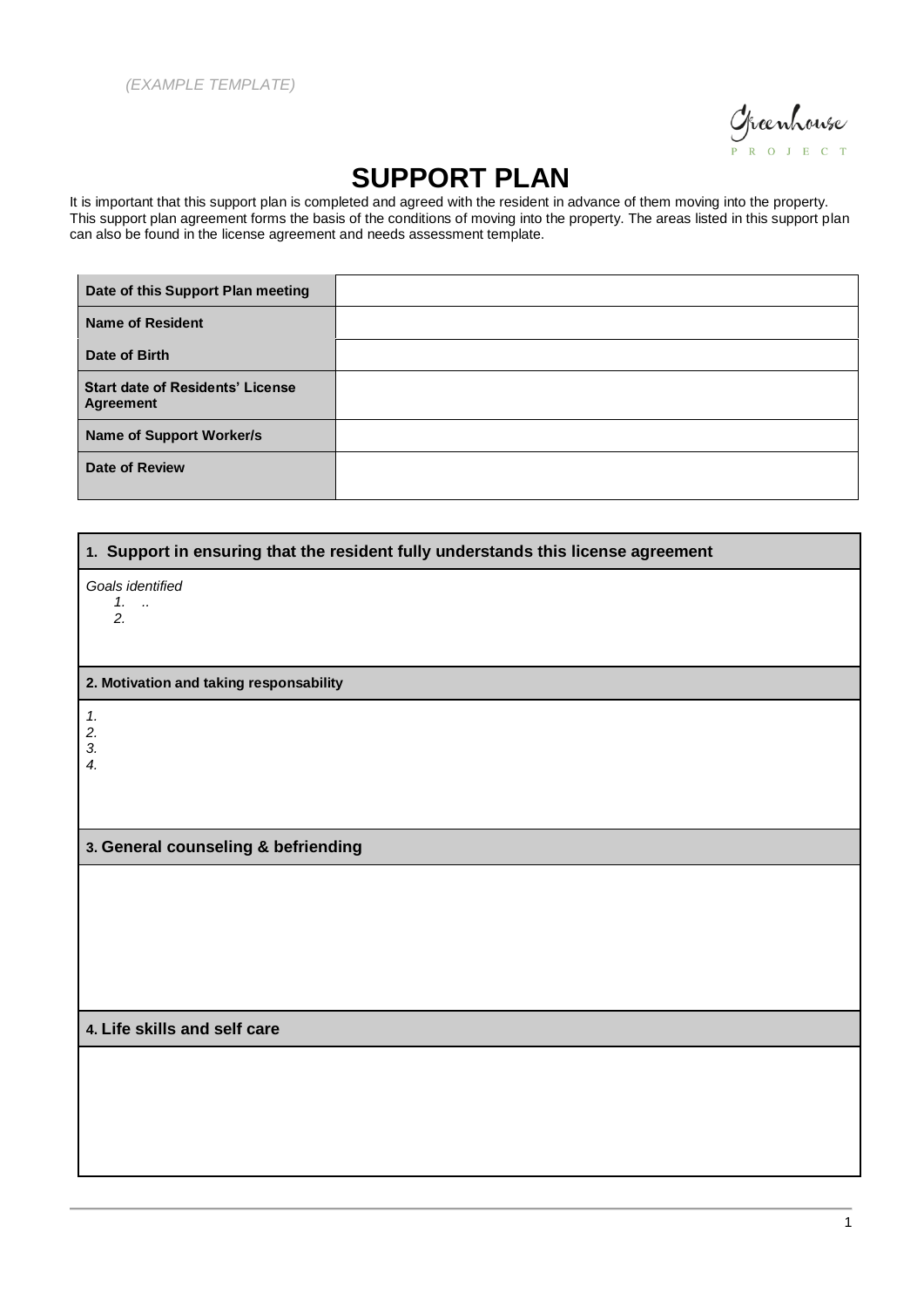*(EXAMPLE TEMPLATE)*

Greenhouse PROJECT

# SUPPORT PLAN

It is important that this support plan is completed and agreed with the resident in advance of them moving into the property. This support plan agreement forms the basis of the conditions of moving into the property. The areas listed in this support plan can also be found in the license agreement and needs assessment template.

| | |
|---|---|
| **Date of this Support Plan meeting** | |
| **Name of Resident** | |
| **Date of Birth** | |
| **Start date of Residents' License Agreement** | |
| **Name of Support Worker/s** | |
| **Date of Review** | |

### 1. Support in ensuring that the resident fully understands this license agreement

*Goals identified*

1. *..*
2. 

### 2. Motivation and taking responsability

1. 
2. 
3. 
4. 

### 3. General counseling & befriending

### 4. Life skills and self care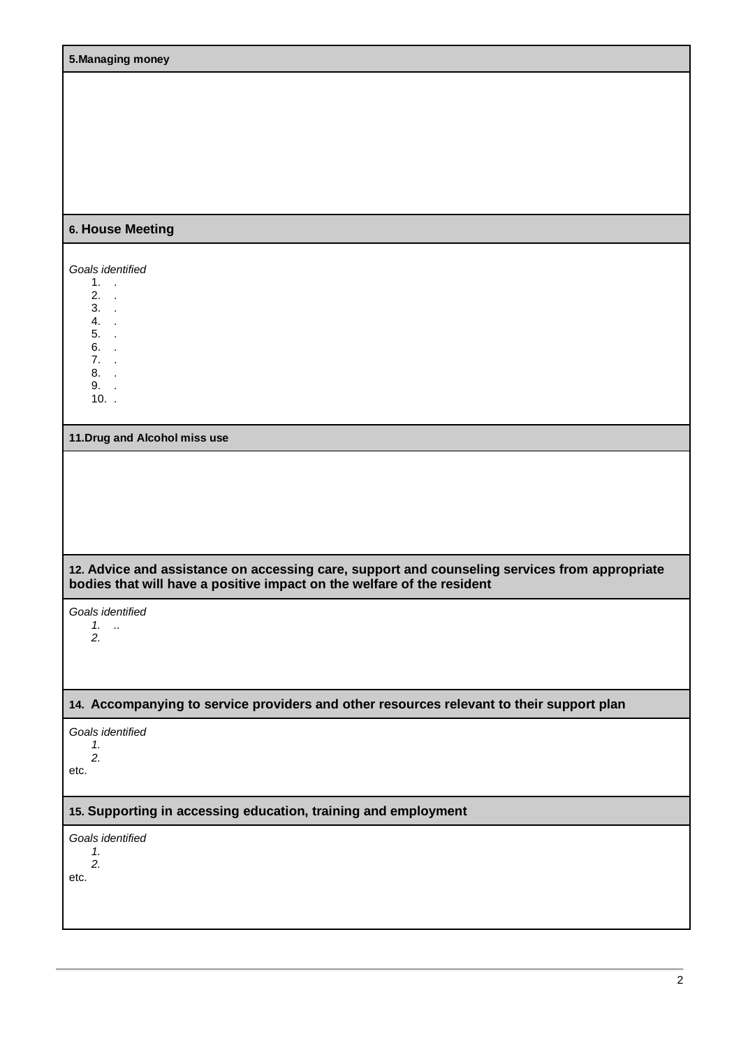**5.Managing money**

**6. House Meeting**

*Goals identified*

1. .
2. .
3. .
4. .
5. .
6. .
7. .
8. .
9. .
10. .

**11.Drug and Alcohol miss use**

**12. Advice and assistance on accessing care, support and counseling services from appropriate bodies that will have a positive impact on the welfare of the resident**

*Goals identified*

1. *..*
2.

**14. Accompanying to service providers and other resources relevant to their support plan**

*Goals identified*

1.
2.

etc.

**15. Supporting in accessing education, training and employment**

*Goals identified*

1.
2.

etc.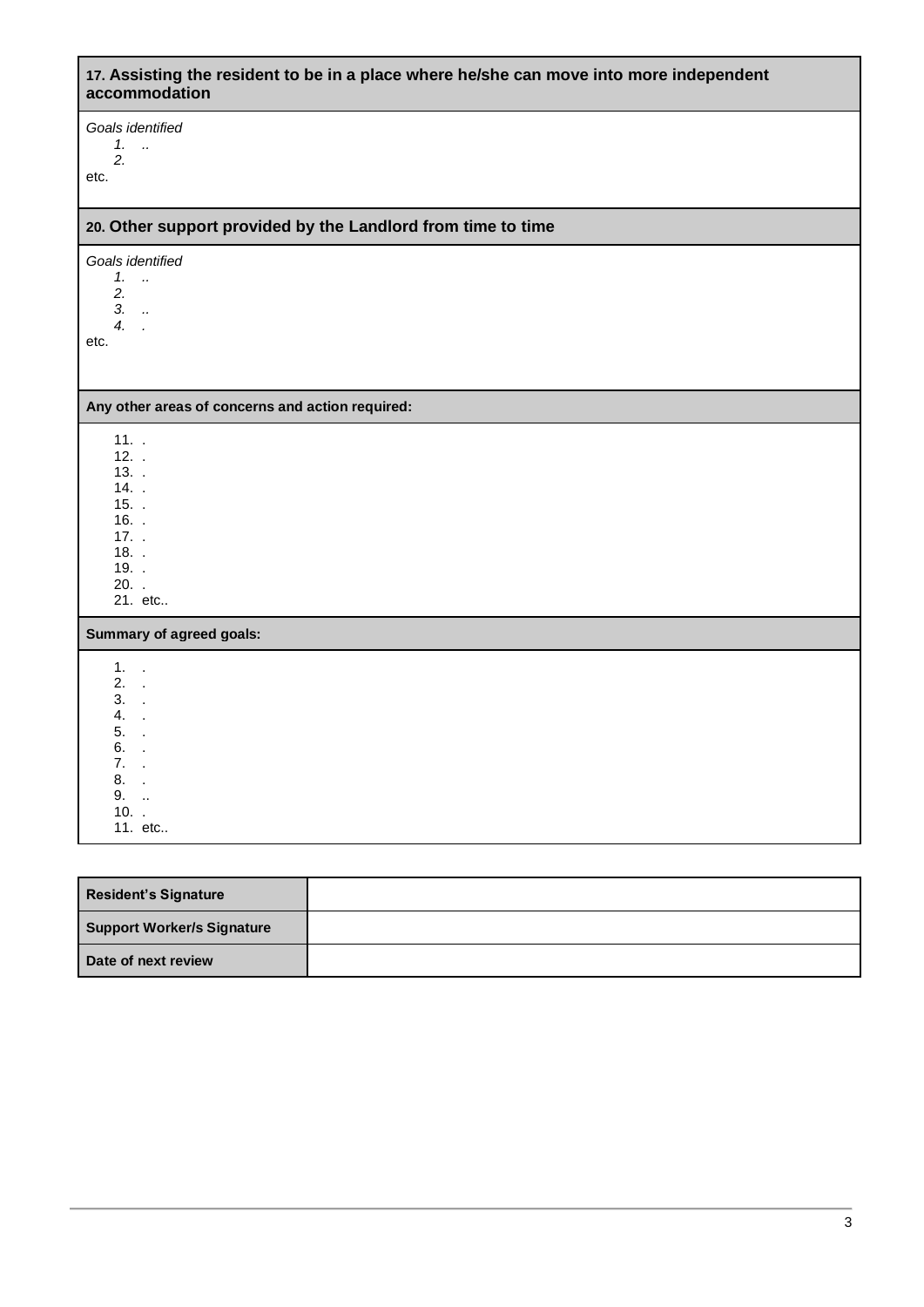### 17. Assisting the resident to be in a place where he/she can move into more independent accommodation

*Goals identified*

1. ..
2. 

etc.

### 20. Other support provided by the Landlord from time to time

*Goals identified*

1. ..
2. 
3. ..
4. .

etc.

**Any other areas of concerns and action required:**

11. .
12. .
13. .
14. .
15. .
16. .
17. .
18. .
19. .
20. .
21. etc..

**Summary of agreed goals:**

1. .
2. .
3. .
4. .
5. .
6. .
7. .
8. .
9. ..
10. .
11. etc..

| | |
|---|---|
| **Resident's Signature** | |
| **Support Worker/s Signature** | |
| **Date of next review** | |